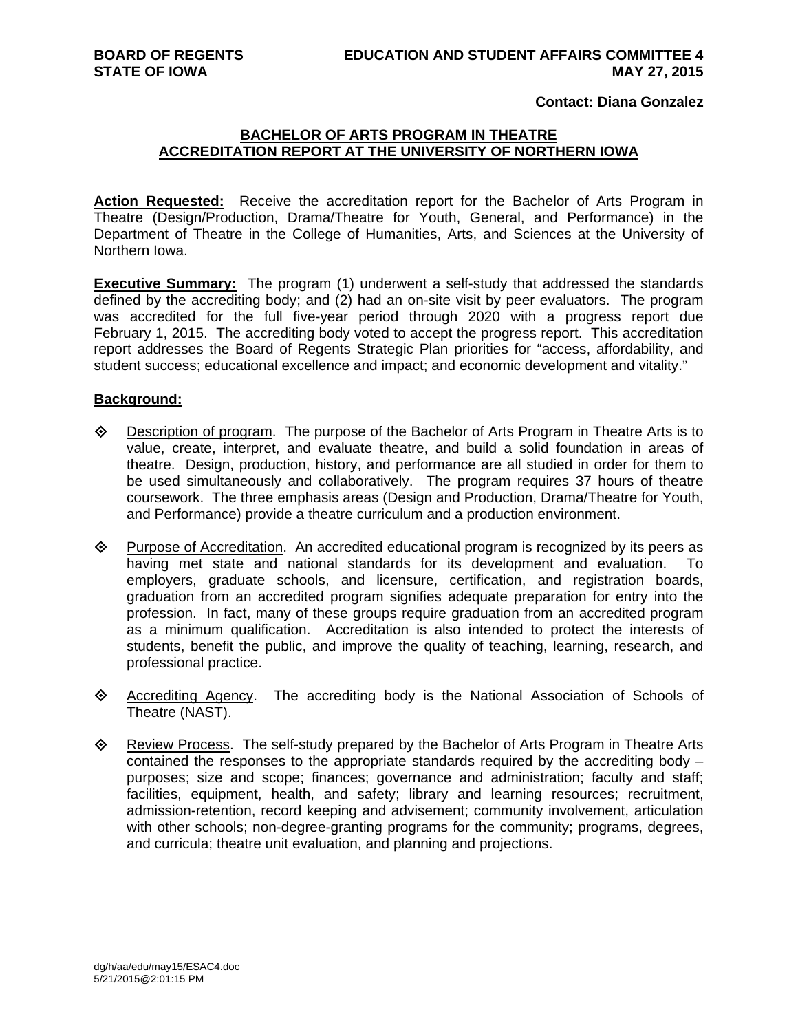**BOARD OF REGENTS**
**STATE OF IOWA**

**EDUCATION AND STUDENT AFFAIRS COMMITTEE 4**
**MAY 27, 2015**

**Contact: Diana Gonzalez**

## BACHELOR OF ARTS PROGRAM IN THEATRE ACCREDITATION REPORT AT THE UNIVERSITY OF NORTHERN IOWA

**Action Requested:** Receive the accreditation report for the Bachelor of Arts Program in Theatre (Design/Production, Drama/Theatre for Youth, General, and Performance) in the Department of Theatre in the College of Humanities, Arts, and Sciences at the University of Northern Iowa.

**Executive Summary:** The program (1) underwent a self-study that addressed the standards defined by the accrediting body; and (2) had an on-site visit by peer evaluators. The program was accredited for the full five-year period through 2020 with a progress report due February 1, 2015. The accrediting body voted to accept the progress report. This accreditation report addresses the Board of Regents Strategic Plan priorities for "access, affordability, and student success; educational excellence and impact; and economic development and vitality."

**Background:**

- Description of program. The purpose of the Bachelor of Arts Program in Theatre Arts is to value, create, interpret, and evaluate theatre, and build a solid foundation in areas of theatre. Design, production, history, and performance are all studied in order for them to be used simultaneously and collaboratively. The program requires 37 hours of theatre coursework. The three emphasis areas (Design and Production, Drama/Theatre for Youth, and Performance) provide a theatre curriculum and a production environment.

- Purpose of Accreditation. An accredited educational program is recognized by its peers as having met state and national standards for its development and evaluation. To employers, graduate schools, and licensure, certification, and registration boards, graduation from an accredited program signifies adequate preparation for entry into the profession. In fact, many of these groups require graduation from an accredited program as a minimum qualification. Accreditation is also intended to protect the interests of students, benefit the public, and improve the quality of teaching, learning, research, and professional practice.

- Accrediting Agency. The accrediting body is the National Association of Schools of Theatre (NAST).

- Review Process. The self-study prepared by the Bachelor of Arts Program in Theatre Arts contained the responses to the appropriate standards required by the accrediting body – purposes; size and scope; finances; governance and administration; faculty and staff; facilities, equipment, health, and safety; library and learning resources; recruitment, admission-retention, record keeping and advisement; community involvement, articulation with other schools; non-degree-granting programs for the community; programs, degrees, and curricula; theatre unit evaluation, and planning and projections.

dg/h/aa/edu/may15/ESAC4.doc
5/21/2015@2:01:15 PM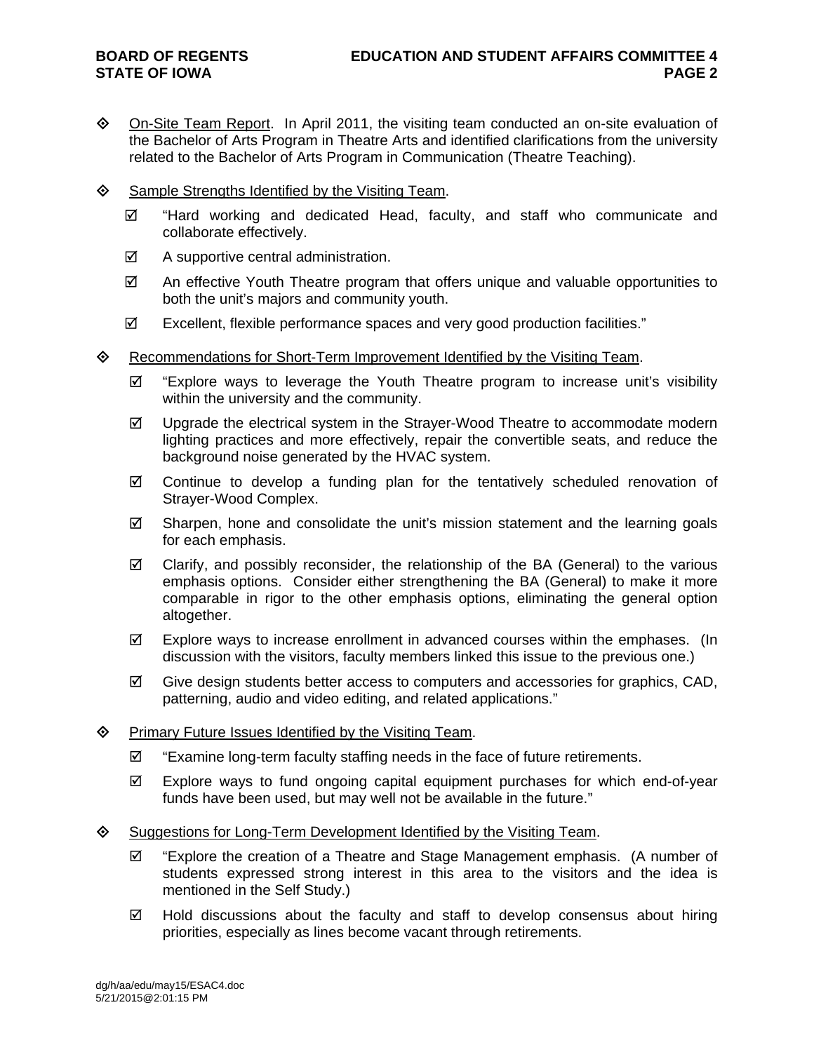- On-Site Team Report. In April 2011, the visiting team conducted an on-site evaluation of the Bachelor of Arts Program in Theatre Arts and identified clarifications from the university related to the Bachelor of Arts Program in Communication (Theatre Teaching).

- Sample Strengths Identified by the Visiting Team.
  - ☑ "Hard working and dedicated Head, faculty, and staff who communicate and collaborate effectively.
  - ☑ A supportive central administration.
  - ☑ An effective Youth Theatre program that offers unique and valuable opportunities to both the unit's majors and community youth.
  - ☑ Excellent, flexible performance spaces and very good production facilities."

- Recommendations for Short-Term Improvement Identified by the Visiting Team.
  - ☑ "Explore ways to leverage the Youth Theatre program to increase unit's visibility within the university and the community.
  - ☑ Upgrade the electrical system in the Strayer-Wood Theatre to accommodate modern lighting practices and more effectively, repair the convertible seats, and reduce the background noise generated by the HVAC system.
  - ☑ Continue to develop a funding plan for the tentatively scheduled renovation of Strayer-Wood Complex.
  - ☑ Sharpen, hone and consolidate the unit's mission statement and the learning goals for each emphasis.
  - ☑ Clarify, and possibly reconsider, the relationship of the BA (General) to the various emphasis options. Consider either strengthening the BA (General) to make it more comparable in rigor to the other emphasis options, eliminating the general option altogether.
  - ☑ Explore ways to increase enrollment in advanced courses within the emphases. (In discussion with the visitors, faculty members linked this issue to the previous one.)
  - ☑ Give design students better access to computers and accessories for graphics, CAD, patterning, audio and video editing, and related applications."

- Primary Future Issues Identified by the Visiting Team.
  - ☑ "Examine long-term faculty staffing needs in the face of future retirements.
  - ☑ Explore ways to fund ongoing capital equipment purchases for which end-of-year funds have been used, but may well not be available in the future."

- Suggestions for Long-Term Development Identified by the Visiting Team.
  - ☑ "Explore the creation of a Theatre and Stage Management emphasis. (A number of students expressed strong interest in this area to the visitors and the idea is mentioned in the Self Study.)
  - ☑ Hold discussions about the faculty and staff to develop consensus about hiring priorities, especially as lines become vacant through retirements.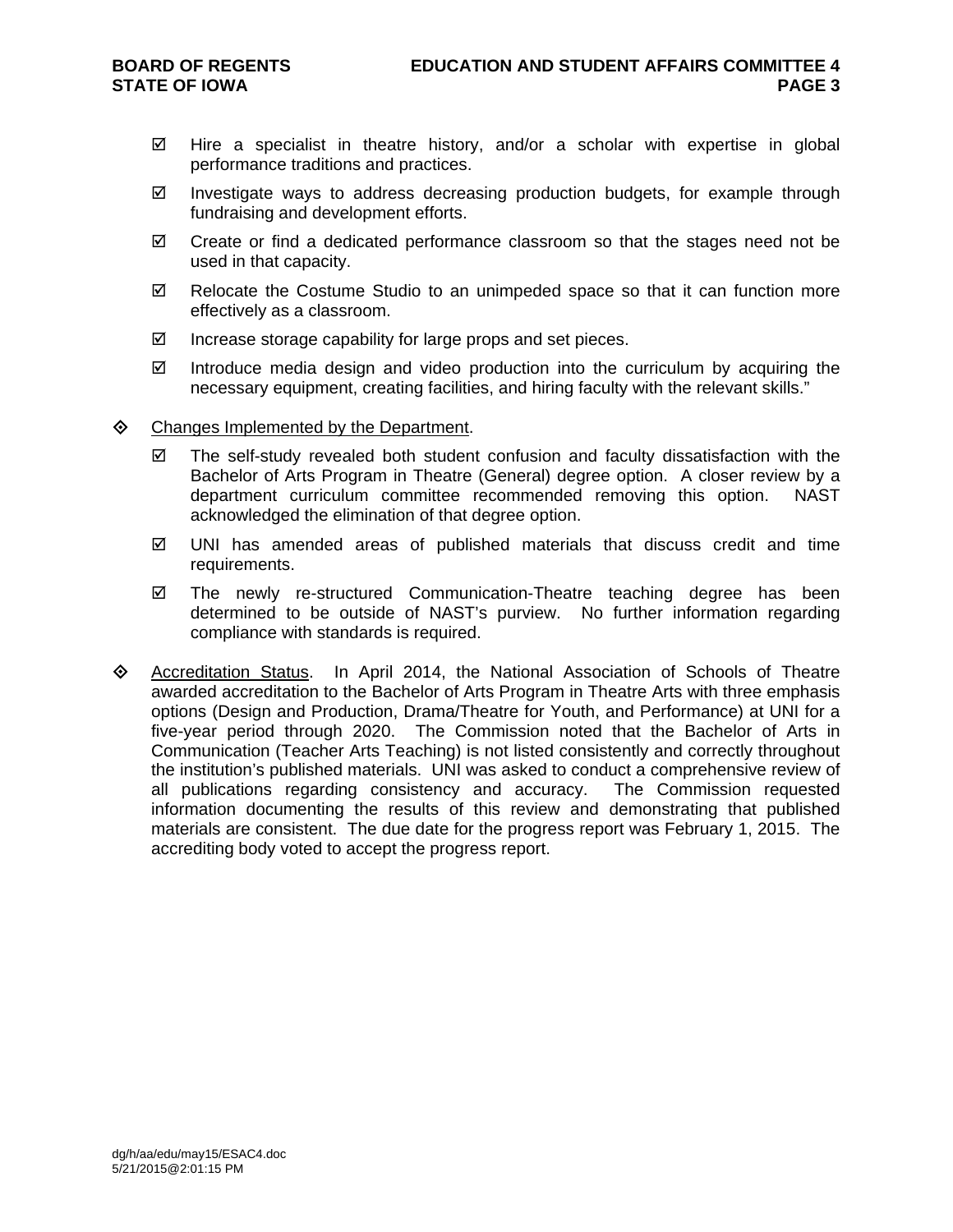- ☑ Hire a specialist in theatre history, and/or a scholar with expertise in global performance traditions and practices.
- ☑ Investigate ways to address decreasing production budgets, for example through fundraising and development efforts.
- ☑ Create or find a dedicated performance classroom so that the stages need not be used in that capacity.
- ☑ Relocate the Costume Studio to an unimpeded space so that it can function more effectively as a classroom.
- ☑ Increase storage capability for large props and set pieces.
- ☑ Introduce media design and video production into the curriculum by acquiring the necessary equipment, creating facilities, and hiring faculty with the relevant skills."

◇ Changes Implemented by the Department.

- ☑ The self-study revealed both student confusion and faculty dissatisfaction with the Bachelor of Arts Program in Theatre (General) degree option. A closer review by a department curriculum committee recommended removing this option. NAST acknowledged the elimination of that degree option.
- ☑ UNI has amended areas of published materials that discuss credit and time requirements.
- ☑ The newly re-structured Communication-Theatre teaching degree has been determined to be outside of NAST's purview. No further information regarding compliance with standards is required.

◇ Accreditation Status. In April 2014, the National Association of Schools of Theatre awarded accreditation to the Bachelor of Arts Program in Theatre Arts with three emphasis options (Design and Production, Drama/Theatre for Youth, and Performance) at UNI for a five-year period through 2020. The Commission noted that the Bachelor of Arts in Communication (Teacher Arts Teaching) is not listed consistently and correctly throughout the institution's published materials. UNI was asked to conduct a comprehensive review of all publications regarding consistency and accuracy. The Commission requested information documenting the results of this review and demonstrating that published materials are consistent. The due date for the progress report was February 1, 2015. The accrediting body voted to accept the progress report.

dg/h/aa/edu/may15/ESAC4.doc
5/21/2015@2:01:15 PM